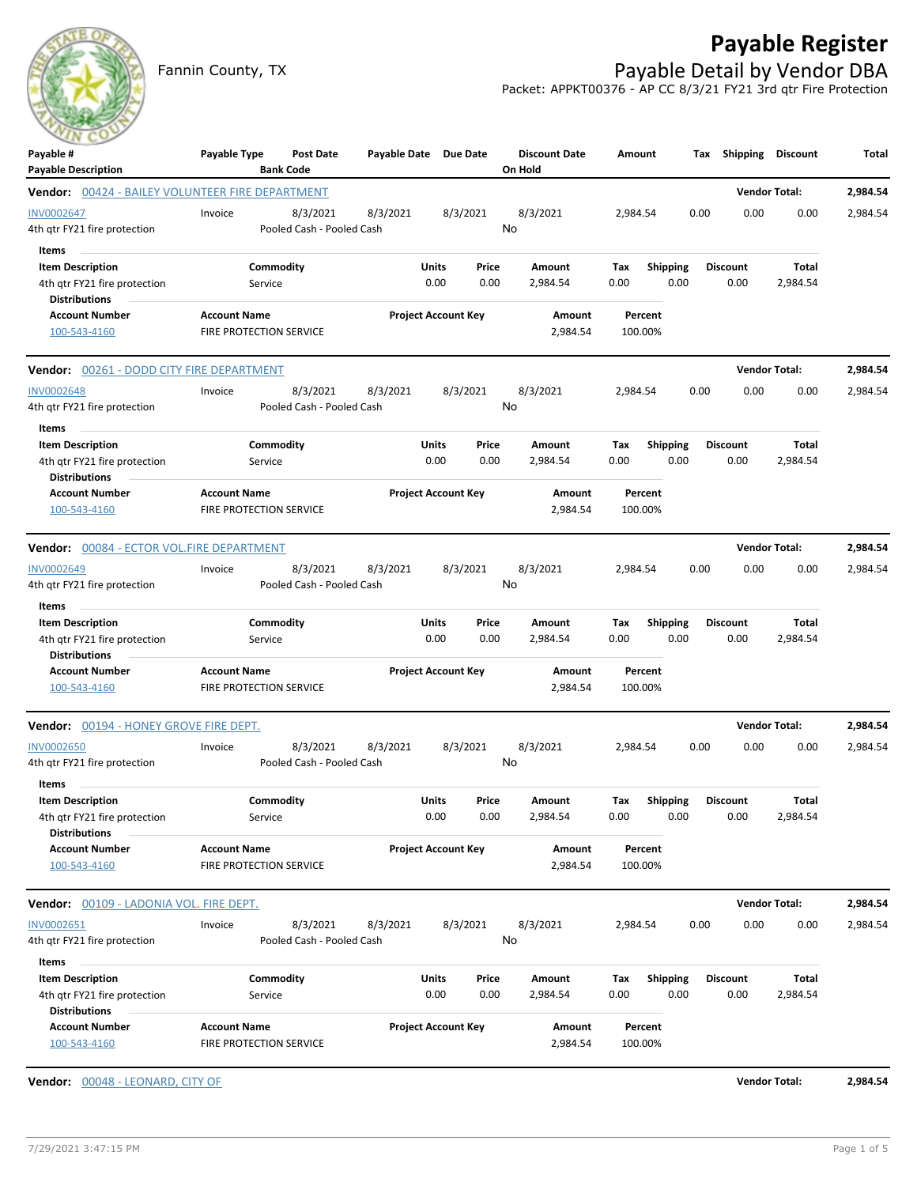# Payable Register

Fannin County, TX

## Payable Detail by Vendor DBA

Packet: APPKT00376 - AP CC 8/3/21 FY21 3rd qtr Fire Protection

| Payable # / Payable Description | Payable Type | Post Date / Bank Code | Payable Date | Due Date | Discount Date / On Hold | Amount | Tax | Shipping | Discount | Total |
|---|---|---|---|---|---|---|---|---|---|---|

**Vendor: 00424 - BAILEY VOLUNTEER FIRE DEPARTMENT** — Vendor Total: 2,984.54

| Payable # / Payable Description | Payable Type | Post Date / Bank Code | Payable Date | Due Date | Discount Date / On Hold | Amount | Tax | Shipping | Discount | Total |
|---|---|---|---|---|---|---|---|---|---|---|
| INV0002647<br>4th qtr FY21 fire protection | Invoice | 8/3/2021<br>Pooled Cash - Pooled Cash | 8/3/2021 | 8/3/2021 | 8/3/2021<br>No | 2,984.54 | 0.00 | 0.00 | 0.00 | 2,984.54 |

Items

| Item Description | Commodity | Units | Price | Amount | Tax | Shipping | Discount | Total |
|---|---|---|---|---|---|---|---|---|
| 4th qtr FY21 fire protection | Service | 0.00 | 0.00 | 2,984.54 | 0.00 | 0.00 | 0.00 | 2,984.54 |

Distributions

| Account Number | Account Name | Project Account Key | Amount | Percent |
|---|---|---|---|---|
| 100-543-4160 | FIRE PROTECTION SERVICE | | 2,984.54 | 100.00% |

**Vendor: 00261 - DODD CITY FIRE DEPARTMENT** — Vendor Total: 2,984.54

| Payable # / Payable Description | Payable Type | Post Date / Bank Code | Payable Date | Due Date | Discount Date / On Hold | Amount | Tax | Shipping | Discount | Total |
|---|---|---|---|---|---|---|---|---|---|---|
| INV0002648<br>4th qtr FY21 fire protection | Invoice | 8/3/2021<br>Pooled Cash - Pooled Cash | 8/3/2021 | 8/3/2021 | 8/3/2021<br>No | 2,984.54 | 0.00 | 0.00 | 0.00 | 2,984.54 |

Items

| Item Description | Commodity | Units | Price | Amount | Tax | Shipping | Discount | Total |
|---|---|---|---|---|---|---|---|---|
| 4th qtr FY21 fire protection | Service | 0.00 | 0.00 | 2,984.54 | 0.00 | 0.00 | 0.00 | 2,984.54 |

Distributions

| Account Number | Account Name | Project Account Key | Amount | Percent |
|---|---|---|---|---|
| 100-543-4160 | FIRE PROTECTION SERVICE | | 2,984.54 | 100.00% |

**Vendor: 00084 - ECTOR VOL.FIRE DEPARTMENT** — Vendor Total: 2,984.54

| Payable # / Payable Description | Payable Type | Post Date / Bank Code | Payable Date | Due Date | Discount Date / On Hold | Amount | Tax | Shipping | Discount | Total |
|---|---|---|---|---|---|---|---|---|---|---|
| INV0002649<br>4th qtr FY21 fire protection | Invoice | 8/3/2021<br>Pooled Cash - Pooled Cash | 8/3/2021 | 8/3/2021 | 8/3/2021<br>No | 2,984.54 | 0.00 | 0.00 | 0.00 | 2,984.54 |

Items

| Item Description | Commodity | Units | Price | Amount | Tax | Shipping | Discount | Total |
|---|---|---|---|---|---|---|---|---|
| 4th qtr FY21 fire protection | Service | 0.00 | 0.00 | 2,984.54 | 0.00 | 0.00 | 0.00 | 2,984.54 |

Distributions

| Account Number | Account Name | Project Account Key | Amount | Percent |
|---|---|---|---|---|
| 100-543-4160 | FIRE PROTECTION SERVICE | | 2,984.54 | 100.00% |

**Vendor: 00194 - HONEY GROVE FIRE DEPT.** — Vendor Total: 2,984.54

| Payable # / Payable Description | Payable Type | Post Date / Bank Code | Payable Date | Due Date | Discount Date / On Hold | Amount | Tax | Shipping | Discount | Total |
|---|---|---|---|---|---|---|---|---|---|---|
| INV0002650<br>4th qtr FY21 fire protection | Invoice | 8/3/2021<br>Pooled Cash - Pooled Cash | 8/3/2021 | 8/3/2021 | 8/3/2021<br>No | 2,984.54 | 0.00 | 0.00 | 0.00 | 2,984.54 |

Items

| Item Description | Commodity | Units | Price | Amount | Tax | Shipping | Discount | Total |
|---|---|---|---|---|---|---|---|---|
| 4th qtr FY21 fire protection | Service | 0.00 | 0.00 | 2,984.54 | 0.00 | 0.00 | 0.00 | 2,984.54 |

Distributions

| Account Number | Account Name | Project Account Key | Amount | Percent |
|---|---|---|---|---|
| 100-543-4160 | FIRE PROTECTION SERVICE | | 2,984.54 | 100.00% |

**Vendor: 00109 - LADONIA VOL. FIRE DEPT.** — Vendor Total: 2,984.54

| Payable # / Payable Description | Payable Type | Post Date / Bank Code | Payable Date | Due Date | Discount Date / On Hold | Amount | Tax | Shipping | Discount | Total |
|---|---|---|---|---|---|---|---|---|---|---|
| INV0002651<br>4th qtr FY21 fire protection | Invoice | 8/3/2021<br>Pooled Cash - Pooled Cash | 8/3/2021 | 8/3/2021 | 8/3/2021<br>No | 2,984.54 | 0.00 | 0.00 | 0.00 | 2,984.54 |

Items

| Item Description | Commodity | Units | Price | Amount | Tax | Shipping | Discount | Total |
|---|---|---|---|---|---|---|---|---|
| 4th qtr FY21 fire protection | Service | 0.00 | 0.00 | 2,984.54 | 0.00 | 0.00 | 0.00 | 2,984.54 |

Distributions

| Account Number | Account Name | Project Account Key | Amount | Percent |
|---|---|---|---|---|
| 100-543-4160 | FIRE PROTECTION SERVICE | | 2,984.54 | 100.00% |

**Vendor: 00048 - LEONARD, CITY OF** — Vendor Total: 2,984.54

7/29/2021 3:47:15 PM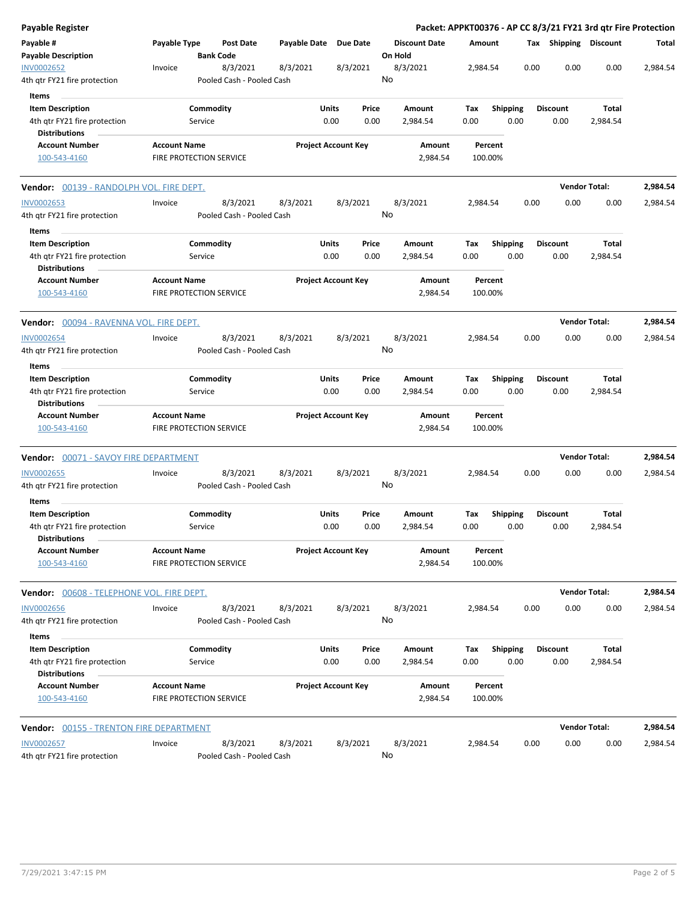# Payable Register

**Packet: APPKT00376 - AP CC 8/3/21 FY21 3rd qtr Fire Protection**

| Payable # / Payable Description | Payable Type | Post Date / Bank Code | Payable Date | Due Date | Discount Date / On Hold | Amount | Tax | Shipping | Discount | Total |
|---|---|---|---|---|---|---|---|---|---|---|
| INV0002652 | Invoice | 8/3/2021 | 8/3/2021 | 8/3/2021 | 8/3/2021 | 2,984.54 | 0.00 | 0.00 | 0.00 | 2,984.54 |
| 4th qtr FY21 fire protection | | Pooled Cash - Pooled Cash | | | No | | | | | |

**Items**

| Item Description | Commodity | Units | Price | Amount | Tax | Shipping | Discount | Total |
|---|---|---|---|---|---|---|---|---|
| 4th qtr FY21 fire protection | Service | 0.00 | 0.00 | 2,984.54 | 0.00 | 0.00 | 0.00 | 2,984.54 |

**Distributions**

| Account Number | Account Name | Project Account Key | Amount | Percent |
|---|---|---|---|---|
| 100-543-4160 | FIRE PROTECTION SERVICE | | 2,984.54 | 100.00% |

**Vendor: 00139 - RANDOLPH VOL. FIRE DEPT.** — **Vendor Total: 2,984.54**

| Payable # / Payable Description | Payable Type | Post Date / Bank Code | Payable Date | Due Date | Discount Date / On Hold | Amount | Tax | Shipping | Discount | Total |
|---|---|---|---|---|---|---|---|---|---|---|
| INV0002653 | Invoice | 8/3/2021 | 8/3/2021 | 8/3/2021 | 8/3/2021 | 2,984.54 | 0.00 | 0.00 | 0.00 | 2,984.54 |
| 4th qtr FY21 fire protection | | Pooled Cash - Pooled Cash | | | No | | | | | |

**Items**

| Item Description | Commodity | Units | Price | Amount | Tax | Shipping | Discount | Total |
|---|---|---|---|---|---|---|---|---|
| 4th qtr FY21 fire protection | Service | 0.00 | 0.00 | 2,984.54 | 0.00 | 0.00 | 0.00 | 2,984.54 |

**Distributions**

| Account Number | Account Name | Project Account Key | Amount | Percent |
|---|---|---|---|---|
| 100-543-4160 | FIRE PROTECTION SERVICE | | 2,984.54 | 100.00% |

**Vendor: 00094 - RAVENNA VOL. FIRE DEPT.** — **Vendor Total: 2,984.54**

| Payable # / Payable Description | Payable Type | Post Date / Bank Code | Payable Date | Due Date | Discount Date / On Hold | Amount | Tax | Shipping | Discount | Total |
|---|---|---|---|---|---|---|---|---|---|---|
| INV0002654 | Invoice | 8/3/2021 | 8/3/2021 | 8/3/2021 | 8/3/2021 | 2,984.54 | 0.00 | 0.00 | 0.00 | 2,984.54 |
| 4th qtr FY21 fire protection | | Pooled Cash - Pooled Cash | | | No | | | | | |

**Items**

| Item Description | Commodity | Units | Price | Amount | Tax | Shipping | Discount | Total |
|---|---|---|---|---|---|---|---|---|
| 4th qtr FY21 fire protection | Service | 0.00 | 0.00 | 2,984.54 | 0.00 | 0.00 | 0.00 | 2,984.54 |

**Distributions**

| Account Number | Account Name | Project Account Key | Amount | Percent |
|---|---|---|---|---|
| 100-543-4160 | FIRE PROTECTION SERVICE | | 2,984.54 | 100.00% |

**Vendor: 00071 - SAVOY FIRE DEPARTMENT** — **Vendor Total: 2,984.54**

| Payable # / Payable Description | Payable Type | Post Date / Bank Code | Payable Date | Due Date | Discount Date / On Hold | Amount | Tax | Shipping | Discount | Total |
|---|---|---|---|---|---|---|---|---|---|---|
| INV0002655 | Invoice | 8/3/2021 | 8/3/2021 | 8/3/2021 | 8/3/2021 | 2,984.54 | 0.00 | 0.00 | 0.00 | 2,984.54 |
| 4th qtr FY21 fire protection | | Pooled Cash - Pooled Cash | | | No | | | | | |

**Items**

| Item Description | Commodity | Units | Price | Amount | Tax | Shipping | Discount | Total |
|---|---|---|---|---|---|---|---|---|
| 4th qtr FY21 fire protection | Service | 0.00 | 0.00 | 2,984.54 | 0.00 | 0.00 | 0.00 | 2,984.54 |

**Distributions**

| Account Number | Account Name | Project Account Key | Amount | Percent |
|---|---|---|---|---|
| 100-543-4160 | FIRE PROTECTION SERVICE | | 2,984.54 | 100.00% |

**Vendor: 00608 - TELEPHONE VOL. FIRE DEPT.** — **Vendor Total: 2,984.54**

| Payable # / Payable Description | Payable Type | Post Date / Bank Code | Payable Date | Due Date | Discount Date / On Hold | Amount | Tax | Shipping | Discount | Total |
|---|---|---|---|---|---|---|---|---|---|---|
| INV0002656 | Invoice | 8/3/2021 | 8/3/2021 | 8/3/2021 | 8/3/2021 | 2,984.54 | 0.00 | 0.00 | 0.00 | 2,984.54 |
| 4th qtr FY21 fire protection | | Pooled Cash - Pooled Cash | | | No | | | | | |

**Items**

| Item Description | Commodity | Units | Price | Amount | Tax | Shipping | Discount | Total |
|---|---|---|---|---|---|---|---|---|
| 4th qtr FY21 fire protection | Service | 0.00 | 0.00 | 2,984.54 | 0.00 | 0.00 | 0.00 | 2,984.54 |

**Distributions**

| Account Number | Account Name | Project Account Key | Amount | Percent |
|---|---|---|---|---|
| 100-543-4160 | FIRE PROTECTION SERVICE | | 2,984.54 | 100.00% |

**Vendor: 00155 - TRENTON FIRE DEPARTMENT** — **Vendor Total: 2,984.54**

| Payable # / Payable Description | Payable Type | Post Date / Bank Code | Payable Date | Due Date | Discount Date / On Hold | Amount | Tax | Shipping | Discount | Total |
|---|---|---|---|---|---|---|---|---|---|---|
| INV0002657 | Invoice | 8/3/2021 | 8/3/2021 | 8/3/2021 | 8/3/2021 | 2,984.54 | 0.00 | 0.00 | 0.00 | 2,984.54 |
| 4th qtr FY21 fire protection | | Pooled Cash - Pooled Cash | | | No | | | | | |

7/29/2021 3:47:15 PM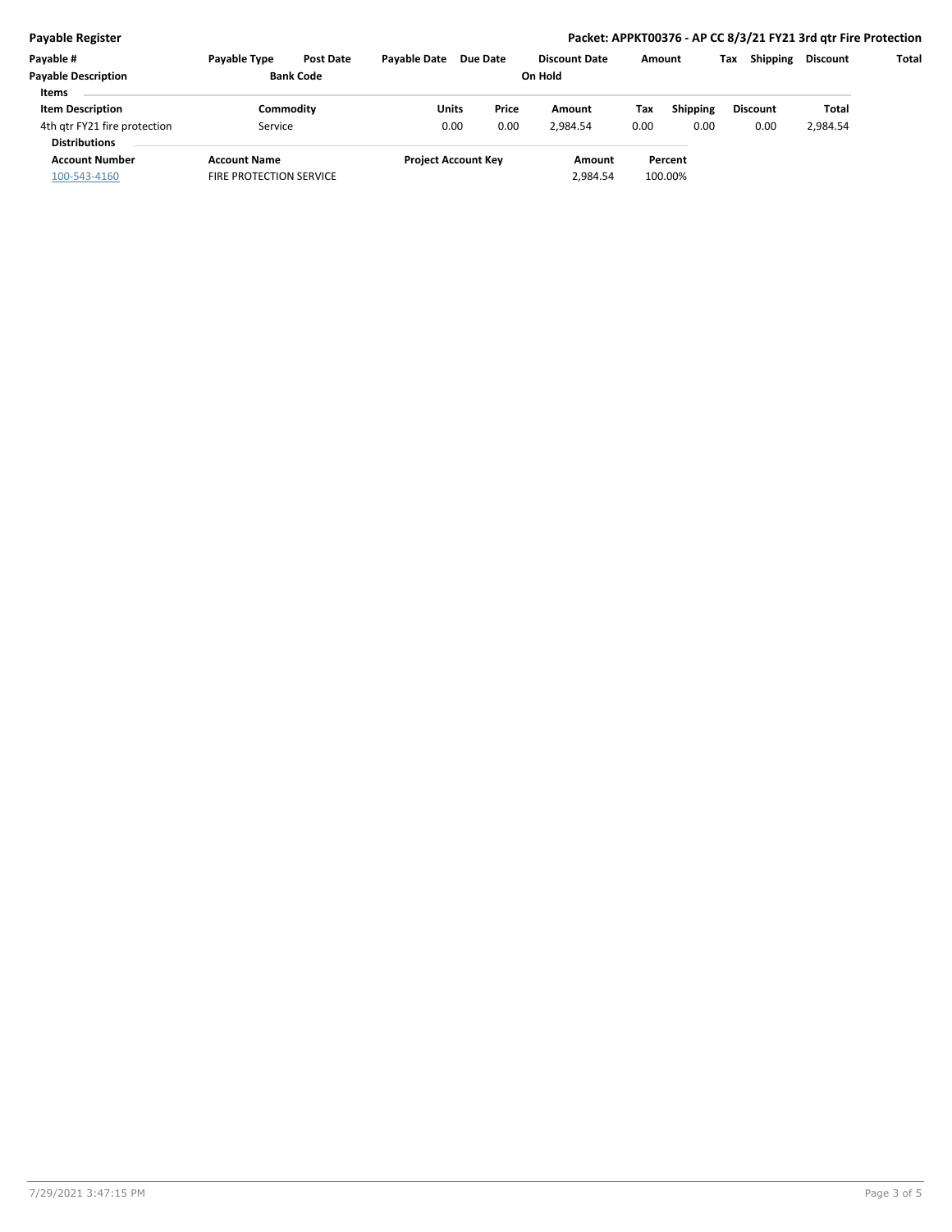**Packet: APPKT00376 - AP CC 8/3/21 FY21 3rd qtr Fire Protection**

| Payable # | Payable Type | Post Date | Payable Date | Due Date | Discount Date | Amount | Tax | Shipping | Discount | Total |
|---|---|---|---|---|---|---|---|---|---|---|
| **Payable Description** | | **Bank Code** | | | **On Hold** | | | | | |

**Items**

| Item Description | Commodity | Units | Price | Amount | Tax | Shipping | Discount | Total |
|---|---|---|---|---|---|---|---|---|
| 4th qtr FY21 fire protection | Service | 0.00 | 0.00 | 2,984.54 | 0.00 | 0.00 | 0.00 | 2,984.54 |

**Distributions**

| Account Number | Account Name | Project Account Key | Amount | Percent |
|---|---|---|---|---|
| 100-543-4160 | FIRE PROTECTION SERVICE | | 2,984.54 | 100.00% |

7/29/2021 3:47:15 PM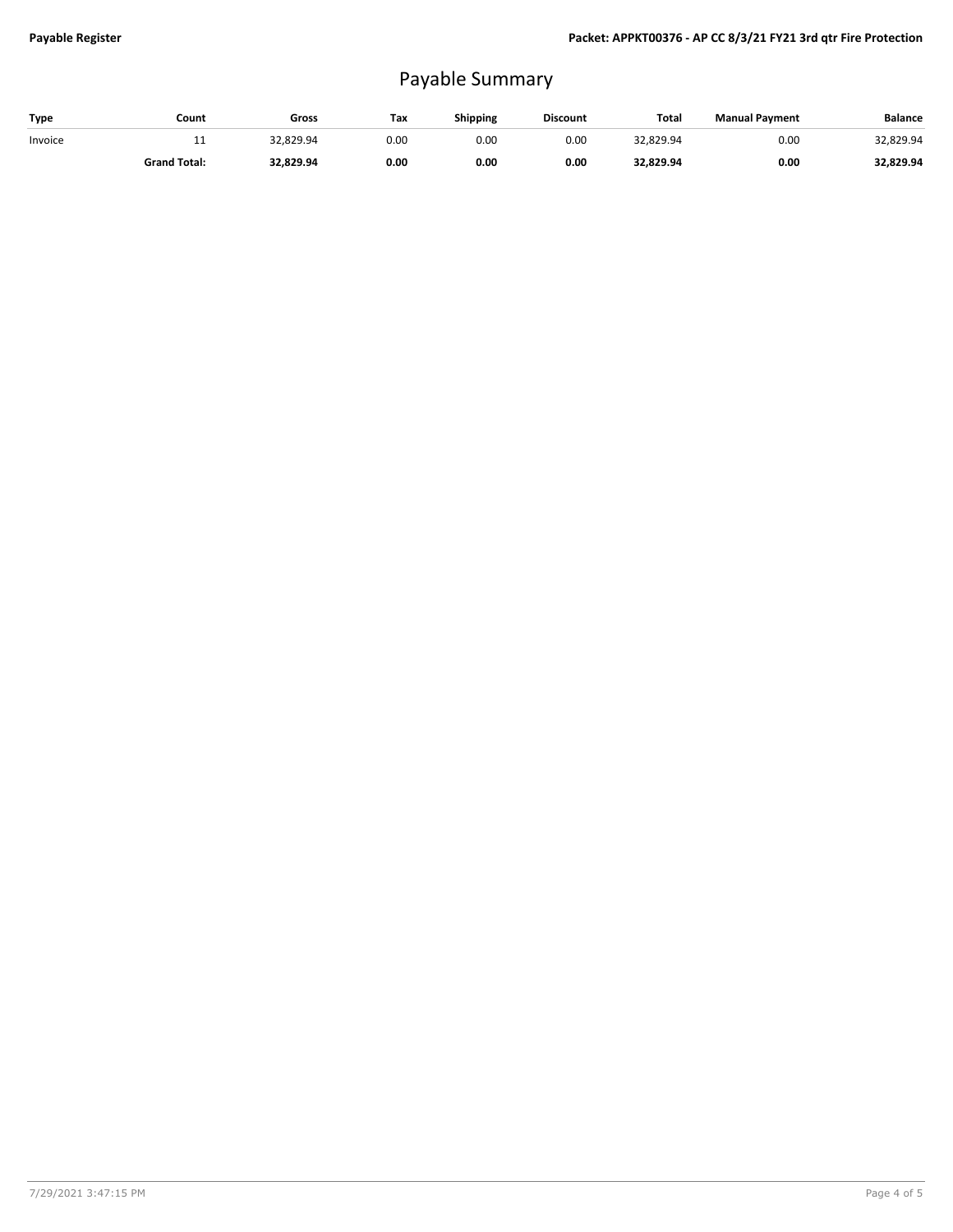# Payable Summary

| Type | Count | Gross | Tax | Shipping | Discount | Total | Manual Payment | Balance |
|---|---|---|---|---|---|---|---|---|
| Invoice | 11 | 32,829.94 | 0.00 | 0.00 | 0.00 | 32,829.94 | 0.00 | 32,829.94 |
| | **Grand Total:** | **32,829.94** | **0.00** | **0.00** | **0.00** | **32,829.94** | **0.00** | **32,829.94** |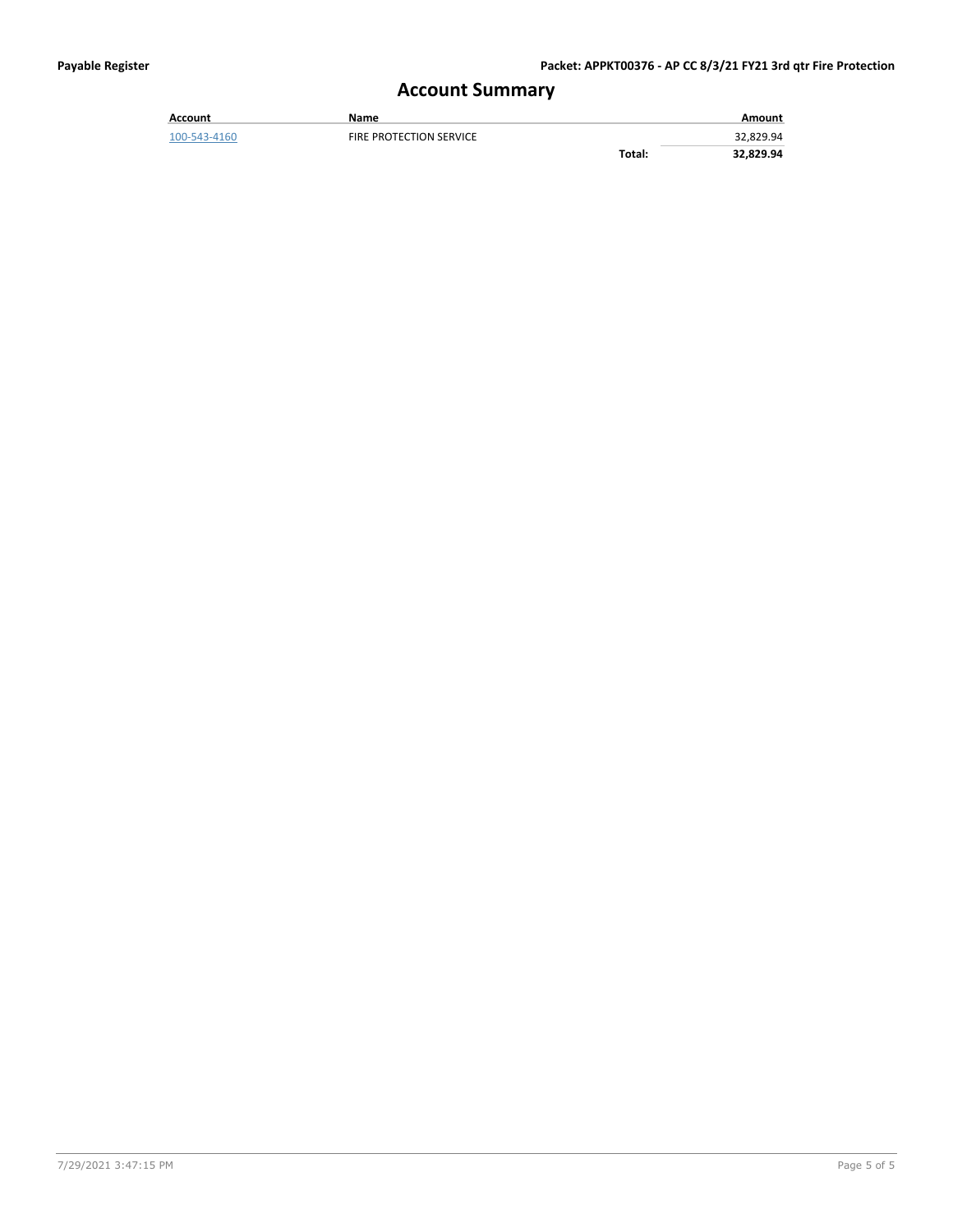# Account Summary

| Account | Name | Amount |
|---|---|---|
| 100-543-4160 | FIRE PROTECTION SERVICE | 32,829.94 |
| | **Total:** | **32,829.94** |